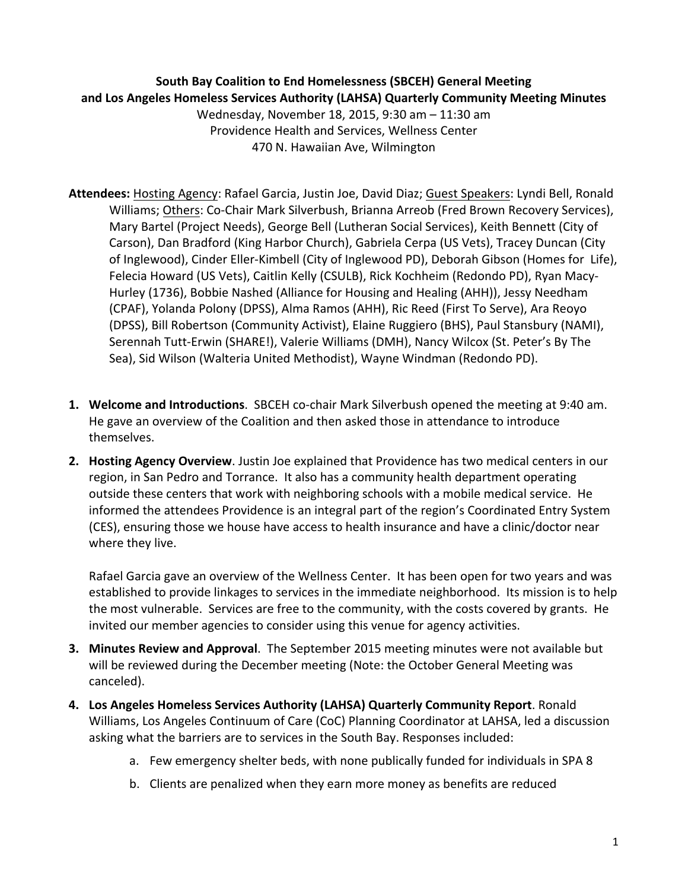**South Bay Coalition to End Homelessness (SBCEH) General Meeting and Los Angeles Homeless Services Authority (LAHSA) Quarterly Community Meeting Minutes**

Wednesday, November 18, 2015, 9:30 am – 11:30 am
Providence Health and Services, Wellness Center
470 N. Hawaiian Ave, Wilmington

**Attendees:** Hosting Agency: Rafael Garcia, Justin Joe, David Diaz; Guest Speakers: Lyndi Bell, Ronald Williams; Others: Co-Chair Mark Silverbush, Brianna Arreob (Fred Brown Recovery Services), Mary Bartel (Project Needs), George Bell (Lutheran Social Services), Keith Bennett (City of Carson), Dan Bradford (King Harbor Church), Gabriela Cerpa (US Vets), Tracey Duncan (City of Inglewood), Cinder Eller-Kimbell (City of Inglewood PD), Deborah Gibson (Homes for Life), Felecia Howard (US Vets), Caitlin Kelly (CSULB), Rick Kochheim (Redondo PD), Ryan Macy-Hurley (1736), Bobbie Nashed (Alliance for Housing and Healing (AHH)), Jessy Needham (CPAF), Yolanda Polony (DPSS), Alma Ramos (AHH), Ric Reed (First To Serve), Ara Reoyo (DPSS), Bill Robertson (Community Activist), Elaine Ruggiero (BHS), Paul Stansbury (NAMI), Serennah Tutt-Erwin (SHARE!), Valerie Williams (DMH), Nancy Wilcox (St. Peter's By The Sea), Sid Wilson (Walteria United Methodist), Wayne Windman (Redondo PD).

1. **Welcome and Introductions**. SBCEH co-chair Mark Silverbush opened the meeting at 9:40 am. He gave an overview of the Coalition and then asked those in attendance to introduce themselves.

2. **Hosting Agency Overview**. Justin Joe explained that Providence has two medical centers in our region, in San Pedro and Torrance. It also has a community health department operating outside these centers that work with neighboring schools with a mobile medical service. He informed the attendees Providence is an integral part of the region's Coordinated Entry System (CES), ensuring those we house have access to health insurance and have a clinic/doctor near where they live.

   Rafael Garcia gave an overview of the Wellness Center. It has been open for two years and was established to provide linkages to services in the immediate neighborhood. Its mission is to help the most vulnerable. Services are free to the community, with the costs covered by grants. He invited our member agencies to consider using this venue for agency activities.

3. **Minutes Review and Approval**. The September 2015 meeting minutes were not available but will be reviewed during the December meeting (Note: the October General Meeting was canceled).

4. **Los Angeles Homeless Services Authority (LAHSA) Quarterly Community Report**. Ronald Williams, Los Angeles Continuum of Care (CoC) Planning Coordinator at LAHSA, led a discussion asking what the barriers are to services in the South Bay. Responses included:

   a. Few emergency shelter beds, with none publically funded for individuals in SPA 8

   b. Clients are penalized when they earn more money as benefits are reduced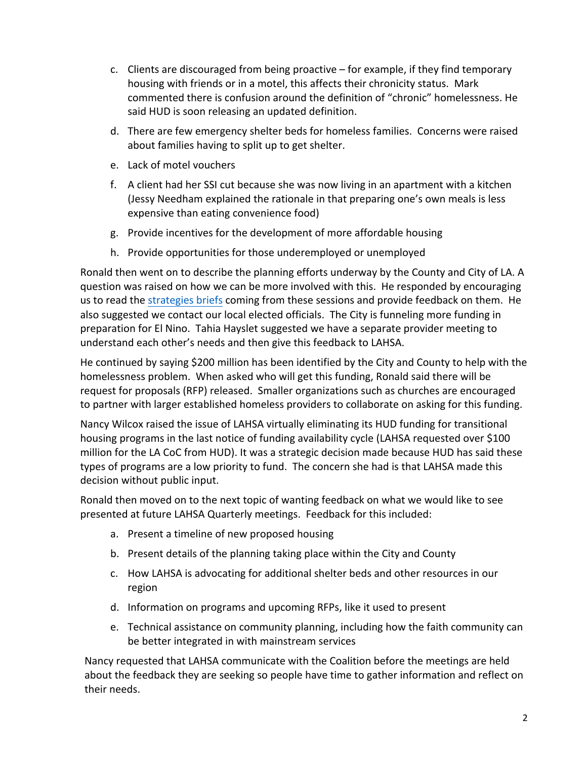c. Clients are discouraged from being proactive – for example, if they find temporary housing with friends or in a motel, this affects their chronicity status. Mark commented there is confusion around the definition of "chronic" homelessness. He said HUD is soon releasing an updated definition.

d. There are few emergency shelter beds for homeless families. Concerns were raised about families having to split up to get shelter.

e. Lack of motel vouchers

f. A client had her SSI cut because she was now living in an apartment with a kitchen (Jessy Needham explained the rationale in that preparing one's own meals is less expensive than eating convenience food)

g. Provide incentives for the development of more affordable housing

h. Provide opportunities for those underemployed or unemployed

Ronald then went on to describe the planning efforts underway by the County and City of LA. A question was raised on how we can be more involved with this. He responded by encouraging us to read the strategies briefs coming from these sessions and provide feedback on them. He also suggested we contact our local elected officials. The City is funneling more funding in preparation for El Nino. Tahia Hayslet suggested we have a separate provider meeting to understand each other's needs and then give this feedback to LAHSA.

He continued by saying $200 million has been identified by the City and County to help with the homelessness problem. When asked who will get this funding, Ronald said there will be request for proposals (RFP) released. Smaller organizations such as churches are encouraged to partner with larger established homeless providers to collaborate on asking for this funding.

Nancy Wilcox raised the issue of LAHSA virtually eliminating its HUD funding for transitional housing programs in the last notice of funding availability cycle (LAHSA requested over $100 million for the LA CoC from HUD). It was a strategic decision made because HUD has said these types of programs are a low priority to fund. The concern she had is that LAHSA made this decision without public input.

Ronald then moved on to the next topic of wanting feedback on what we would like to see presented at future LAHSA Quarterly meetings. Feedback for this included:

a. Present a timeline of new proposed housing

b. Present details of the planning taking place within the City and County

c. How LAHSA is advocating for additional shelter beds and other resources in our region

d. Information on programs and upcoming RFPs, like it used to present

e. Technical assistance on community planning, including how the faith community can be better integrated in with mainstream services

Nancy requested that LAHSA communicate with the Coalition before the meetings are held about the feedback they are seeking so people have time to gather information and reflect on their needs.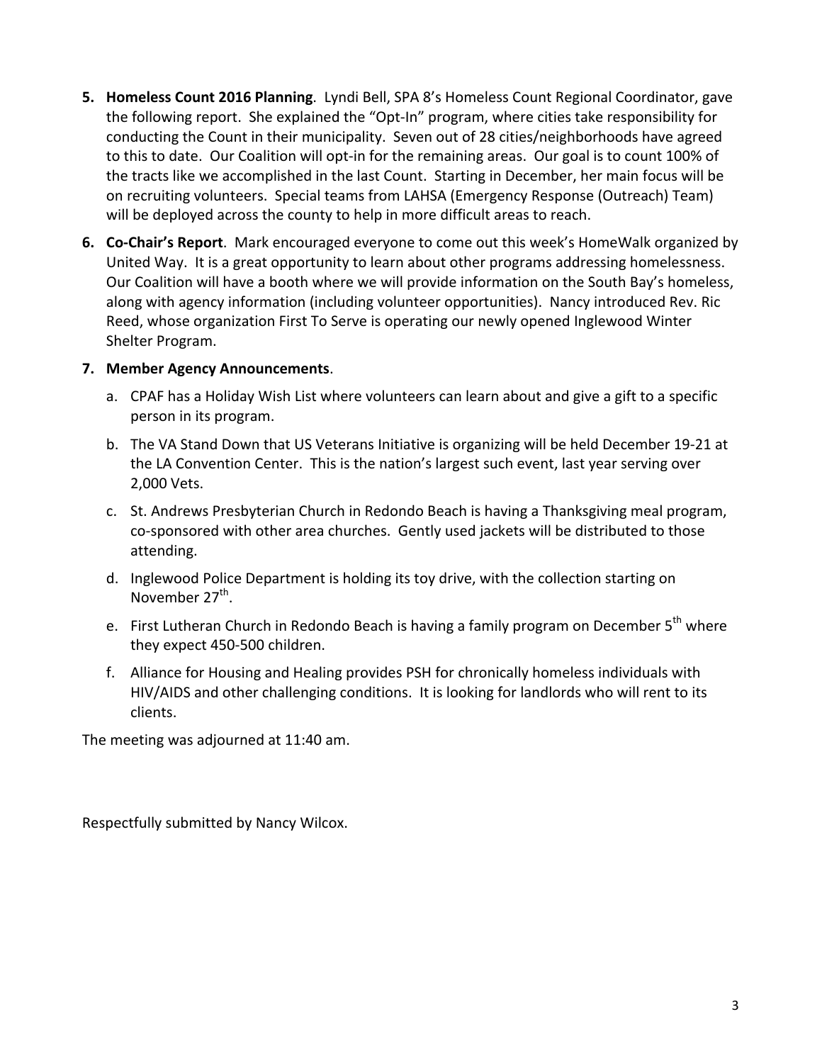5. **Homeless Count 2016 Planning**. Lyndi Bell, SPA 8's Homeless Count Regional Coordinator, gave the following report. She explained the "Opt-In" program, where cities take responsibility for conducting the Count in their municipality. Seven out of 28 cities/neighborhoods have agreed to this to date. Our Coalition will opt-in for the remaining areas. Our goal is to count 100% of the tracts like we accomplished in the last Count. Starting in December, her main focus will be on recruiting volunteers. Special teams from LAHSA (Emergency Response (Outreach) Team) will be deployed across the county to help in more difficult areas to reach.

6. **Co-Chair's Report**. Mark encouraged everyone to come out this week's HomeWalk organized by United Way. It is a great opportunity to learn about other programs addressing homelessness. Our Coalition will have a booth where we will provide information on the South Bay's homeless, along with agency information (including volunteer opportunities). Nancy introduced Rev. Ric Reed, whose organization First To Serve is operating our newly opened Inglewood Winter Shelter Program.

7. **Member Agency Announcements**.
   a. CPAF has a Holiday Wish List where volunteers can learn about and give a gift to a specific person in its program.
   b. The VA Stand Down that US Veterans Initiative is organizing will be held December 19-21 at the LA Convention Center. This is the nation's largest such event, last year serving over 2,000 Vets.
   c. St. Andrews Presbyterian Church in Redondo Beach is having a Thanksgiving meal program, co-sponsored with other area churches. Gently used jackets will be distributed to those attending.
   d. Inglewood Police Department is holding its toy drive, with the collection starting on November 27th.
   e. First Lutheran Church in Redondo Beach is having a family program on December 5th where they expect 450-500 children.
   f. Alliance for Housing and Healing provides PSH for chronically homeless individuals with HIV/AIDS and other challenging conditions. It is looking for landlords who will rent to its clients.

The meeting was adjourned at 11:40 am.

Respectfully submitted by Nancy Wilcox.